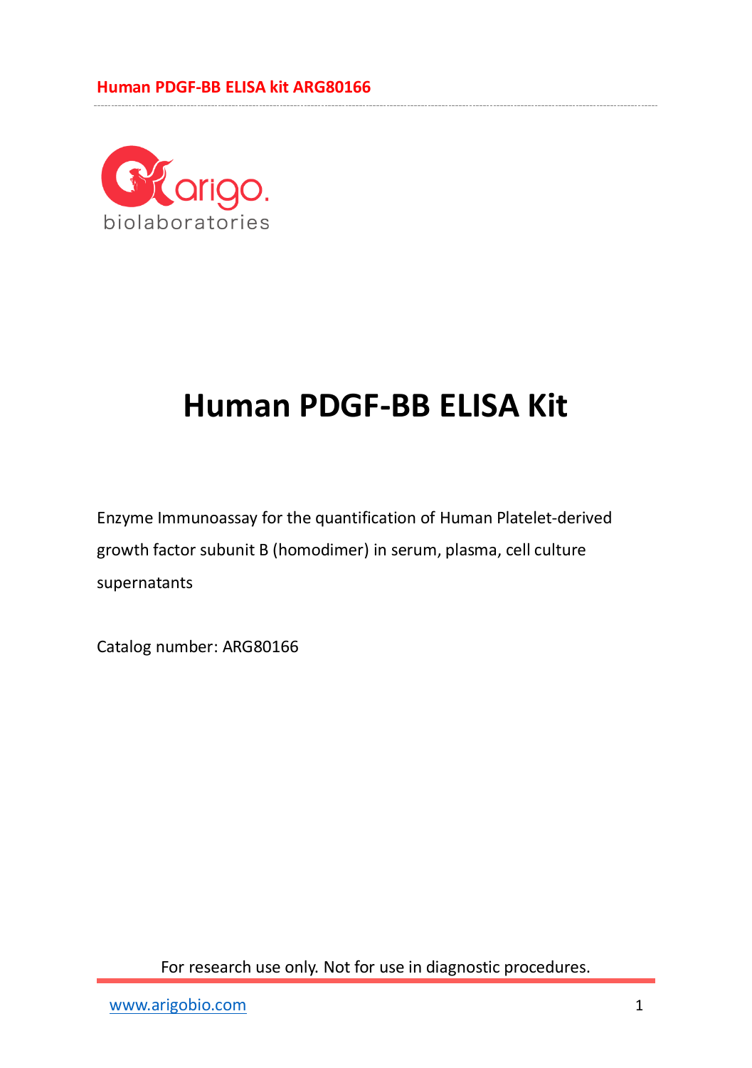# Human PDGF-BB ELISA Kit

Enzyme Immunoassay for the quantification of Human Platelet-derived growth factor subunit B (homodimer) in serum, plasma, cell culture supernatants

Catalog number: ARG80166

For research use only. Not for use in diagnostic procedures.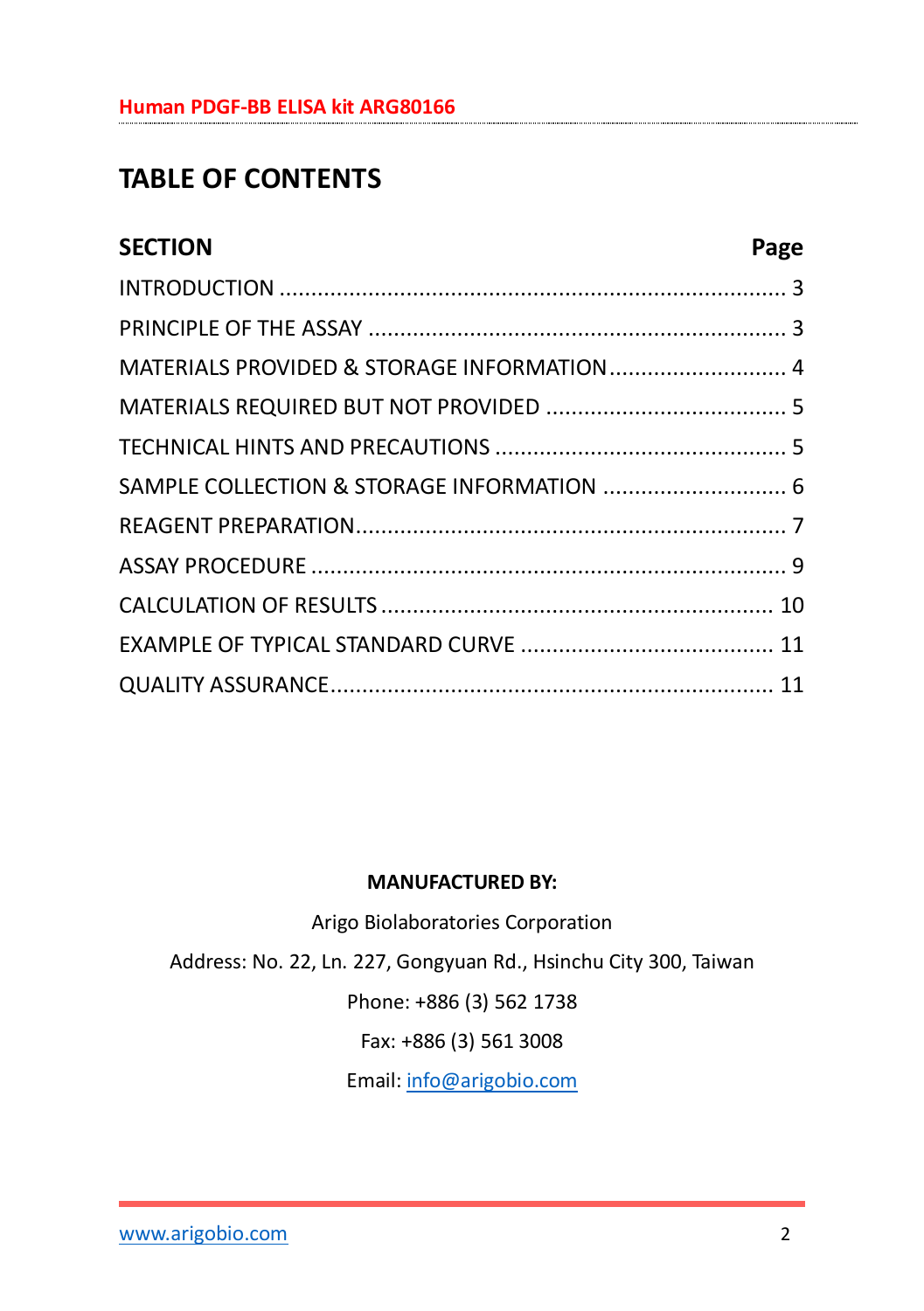# TABLE OF CONTENTS

| SECTION | Page |
|---|---|
| INTRODUCTION | 3 |
| PRINCIPLE OF THE ASSAY | 3 |
| MATERIALS PROVIDED & STORAGE INFORMATION | 4 |
| MATERIALS REQUIRED BUT NOT PROVIDED | 5 |
| TECHNICAL HINTS AND PRECAUTIONS | 5 |
| SAMPLE COLLECTION & STORAGE INFORMATION | 6 |
| REAGENT PREPARATION | 7 |
| ASSAY PROCEDURE | 9 |
| CALCULATION OF RESULTS | 10 |
| EXAMPLE OF TYPICAL STANDARD CURVE | 11 |
| QUALITY ASSURANCE | 11 |

**MANUFACTURED BY:**

Arigo Biolaboratories Corporation

Address: No. 22, Ln. 227, Gongyuan Rd., Hsinchu City 300, Taiwan

Phone: +886 (3) 562 1738

Fax: +886 (3) 561 3008

Email: info@arigobio.com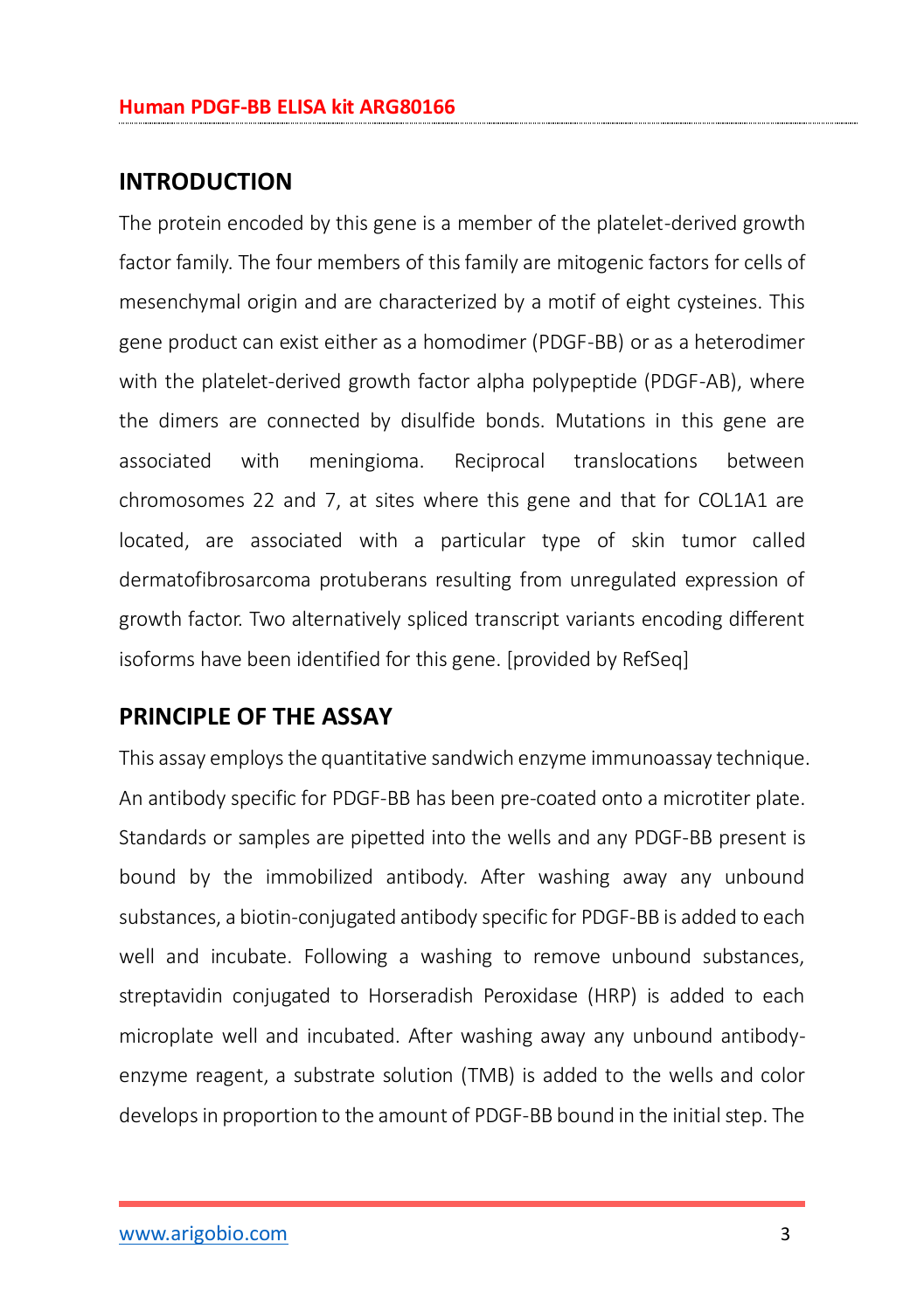## INTRODUCTION

The protein encoded by this gene is a member of the platelet-derived growth factor family. The four members of this family are mitogenic factors for cells of mesenchymal origin and are characterized by a motif of eight cysteines. This gene product can exist either as a homodimer (PDGF-BB) or as a heterodimer with the platelet-derived growth factor alpha polypeptide (PDGF-AB), where the dimers are connected by disulfide bonds. Mutations in this gene are associated with meningioma. Reciprocal translocations between chromosomes 22 and 7, at sites where this gene and that for COL1A1 are located, are associated with a particular type of skin tumor called dermatofibrosarcoma protuberans resulting from unregulated expression of growth factor. Two alternatively spliced transcript variants encoding different isoforms have been identified for this gene. [provided by RefSeq]

## PRINCIPLE OF THE ASSAY

This assay employs the quantitative sandwich enzyme immunoassay technique. An antibody specific for PDGF-BB has been pre-coated onto a microtiter plate. Standards or samples are pipetted into the wells and any PDGF-BB present is bound by the immobilized antibody. After washing away any unbound substances, a biotin-conjugated antibody specific for PDGF-BB is added to each well and incubate. Following a washing to remove unbound substances, streptavidin conjugated to Horseradish Peroxidase (HRP) is added to each microplate well and incubated. After washing away any unbound antibody-enzyme reagent, a substrate solution (TMB) is added to the wells and color develops in proportion to the amount of PDGF-BB bound in the initial step. The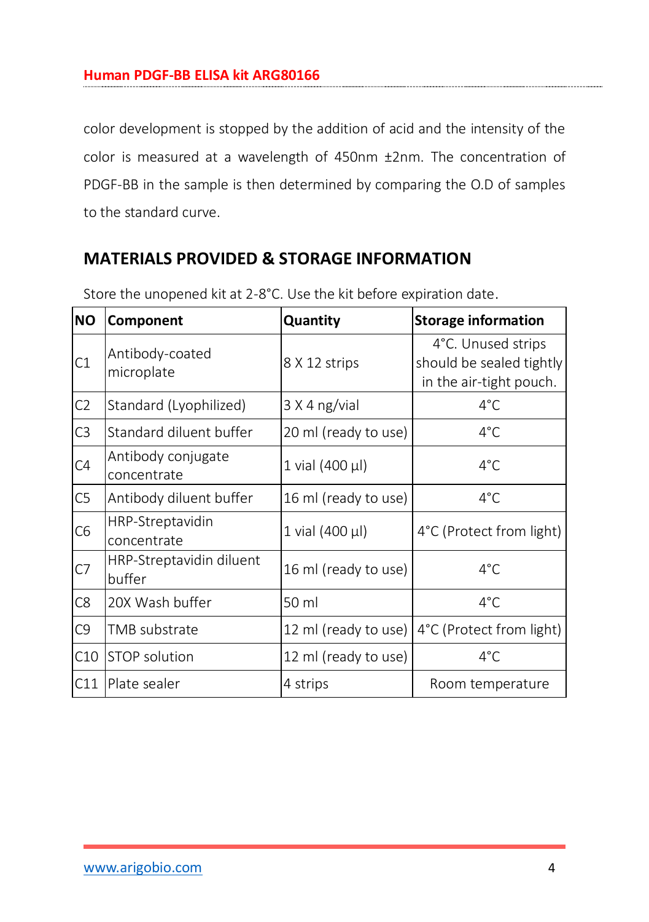color development is stopped by the addition of acid and the intensity of the color is measured at a wavelength of 450nm ±2nm. The concentration of PDGF-BB in the sample is then determined by comparing the O.D of samples to the standard curve.

## MATERIALS PROVIDED & STORAGE INFORMATION

Store the unopened kit at 2-8°C. Use the kit before expiration date.

| NO | Component | Quantity | Storage information |
|---|---|---|---|
| C1 | Antibody-coated microplate | 8 X 12 strips | 4°C. Unused strips should be sealed tightly in the air-tight pouch. |
| C2 | Standard (Lyophilized) | 3 X 4 ng/vial | 4°C |
| C3 | Standard diluent buffer | 20 ml (ready to use) | 4°C |
| C4 | Antibody conjugate concentrate | 1 vial (400 µl) | 4°C |
| C5 | Antibody diluent buffer | 16 ml (ready to use) | 4°C |
| C6 | HRP-Streptavidin concentrate | 1 vial (400 µl) | 4°C (Protect from light) |
| C7 | HRP-Streptavidin diluent buffer | 16 ml (ready to use) | 4°C |
| C8 | 20X Wash buffer | 50 ml | 4°C |
| C9 | TMB substrate | 12 ml (ready to use) | 4°C (Protect from light) |
| C10 | STOP solution | 12 ml (ready to use) | 4°C |
| C11 | Plate sealer | 4 strips | Room temperature |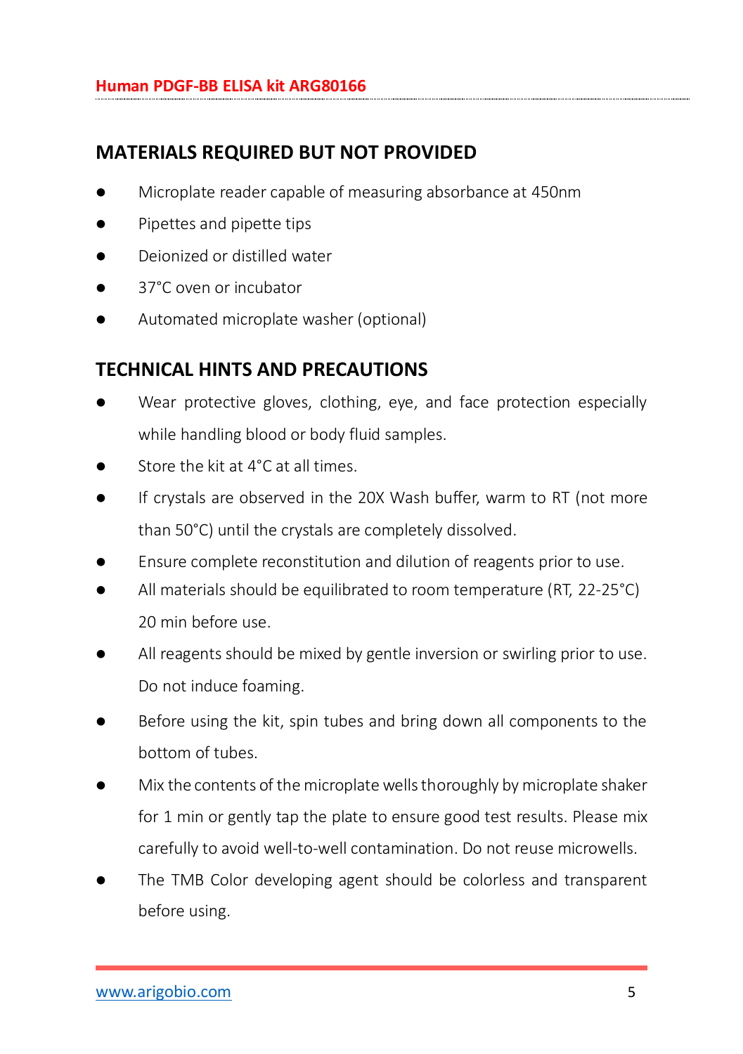## MATERIALS REQUIRED BUT NOT PROVIDED

- Microplate reader capable of measuring absorbance at 450nm
- Pipettes and pipette tips
- Deionized or distilled water
- 37°C oven or incubator
- Automated microplate washer (optional)

## TECHNICAL HINTS AND PRECAUTIONS

- Wear protective gloves, clothing, eye, and face protection especially while handling blood or body fluid samples.
- Store the kit at 4°C at all times.
- If crystals are observed in the 20X Wash buffer, warm to RT (not more than 50°C) until the crystals are completely dissolved.
- Ensure complete reconstitution and dilution of reagents prior to use.
- All materials should be equilibrated to room temperature (RT, 22-25°C) 20 min before use.
- All reagents should be mixed by gentle inversion or swirling prior to use. Do not induce foaming.
- Before using the kit, spin tubes and bring down all components to the bottom of tubes.
- Mix the contents of the microplate wells thoroughly by microplate shaker for 1 min or gently tap the plate to ensure good test results. Please mix carefully to avoid well-to-well contamination. Do not reuse microwells.
- The TMB Color developing agent should be colorless and transparent before using.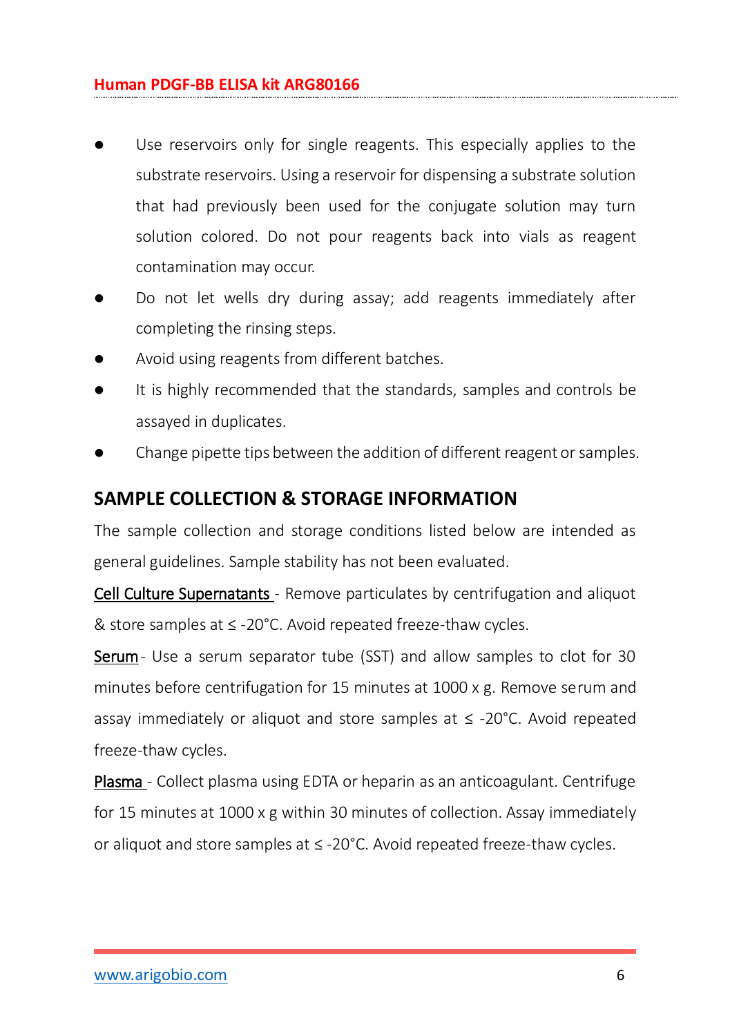- Use reservoirs only for single reagents. This especially applies to the substrate reservoirs. Using a reservoir for dispensing a substrate solution that had previously been used for the conjugate solution may turn solution colored. Do not pour reagents back into vials as reagent contamination may occur.
- Do not let wells dry during assay; add reagents immediately after completing the rinsing steps.
- Avoid using reagents from different batches.
- It is highly recommended that the standards, samples and controls be assayed in duplicates.
- Change pipette tips between the addition of different reagent or samples.

## SAMPLE COLLECTION & STORAGE INFORMATION

The sample collection and storage conditions listed below are intended as general guidelines. Sample stability has not been evaluated.

<u>Cell Culture Supernatants</u> - Remove particulates by centrifugation and aliquot & store samples at ≤ -20°C. Avoid repeated freeze-thaw cycles.

<u>Serum</u> - Use a serum separator tube (SST) and allow samples to clot for 30 minutes before centrifugation for 15 minutes at 1000 x g. Remove serum and assay immediately or aliquot and store samples at ≤ -20°C. Avoid repeated freeze-thaw cycles.

<u>Plasma</u> - Collect plasma using EDTA or heparin as an anticoagulant. Centrifuge for 15 minutes at 1000 x g within 30 minutes of collection. Assay immediately or aliquot and store samples at ≤ -20°C. Avoid repeated freeze-thaw cycles.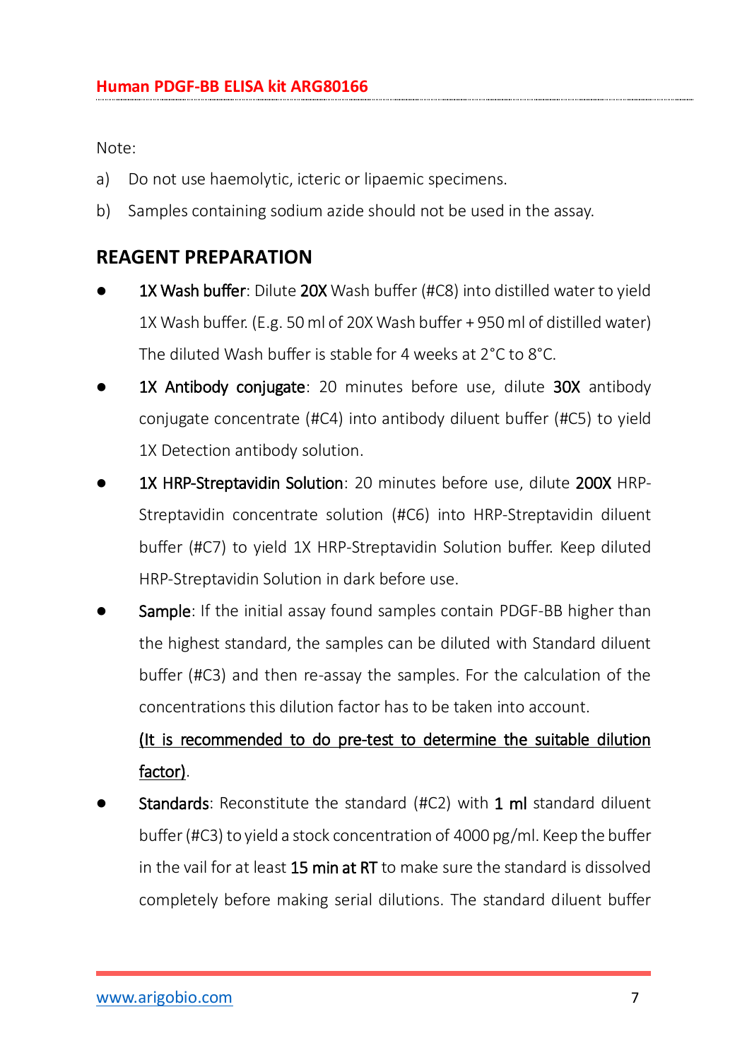Note:

a) Do not use haemolytic, icteric or lipaemic specimens.

b) Samples containing sodium azide should not be used in the assay.

## REAGENT PREPARATION

- **1X Wash buffer**: Dilute **20X** Wash buffer (#C8) into distilled water to yield 1X Wash buffer. (E.g. 50 ml of 20X Wash buffer + 950 ml of distilled water) The diluted Wash buffer is stable for 4 weeks at 2°C to 8°C.
- **1X Antibody conjugate**: 20 minutes before use, dilute **30X** antibody conjugate concentrate (#C4) into antibody diluent buffer (#C5) to yield 1X Detection antibody solution.
- **1X HRP-Streptavidin Solution**: 20 minutes before use, dilute **200X** HRP-Streptavidin concentrate solution (#C6) into HRP-Streptavidin diluent buffer (#C7) to yield 1X HRP-Streptavidin Solution buffer. Keep diluted HRP-Streptavidin Solution in dark before use.
- **Sample**: If the initial assay found samples contain PDGF-BB higher than the highest standard, the samples can be diluted with Standard diluent buffer (#C3) and then re-assay the samples. For the calculation of the concentrations this dilution factor has to be taken into account.

  (It is recommended to do pre-test to determine the suitable dilution factor).
- **Standards**: Reconstitute the standard (#C2) with **1 ml** standard diluent buffer (#C3) to yield a stock concentration of 4000 pg/ml. Keep the buffer in the vail for at least **15 min at RT** to make sure the standard is dissolved completely before making serial dilutions. The standard diluent buffer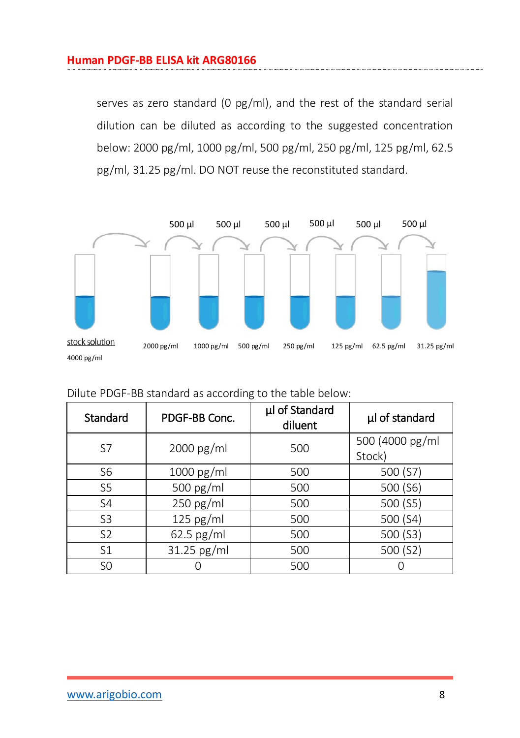serves as zero standard (0 pg/ml), and the rest of the standard serial dilution can be diluted as according to the suggested concentration below: 2000 pg/ml, 1000 pg/ml, 500 pg/ml, 250 pg/ml, 125 pg/ml, 62.5 pg/ml, 31.25 pg/ml. DO NOT reuse the reconstituted standard.

500 µl 500 µl 500 µl 500 µl 500 µl 500 µl

stock solution 4000 pg/ml   2000 pg/ml   1000 pg/ml   500 pg/ml   250 pg/ml   125 pg/ml   62.5 pg/ml   31.25 pg/ml

Dilute PDGF-BB standard as according to the table below:

| Standard | PDGF-BB Conc. | µl of Standard diluent | µl of standard |
|---|---|---|---|
| S7 | 2000 pg/ml | 500 | 500 (4000 pg/ml Stock) |
| S6 | 1000 pg/ml | 500 | 500 (S7) |
| S5 | 500 pg/ml | 500 | 500 (S6) |
| S4 | 250 pg/ml | 500 | 500 (S5) |
| S3 | 125 pg/ml | 500 | 500 (S4) |
| S2 | 62.5 pg/ml | 500 | 500 (S3) |
| S1 | 31.25 pg/ml | 500 | 500 (S2) |
| S0 | 0 | 500 | 0 |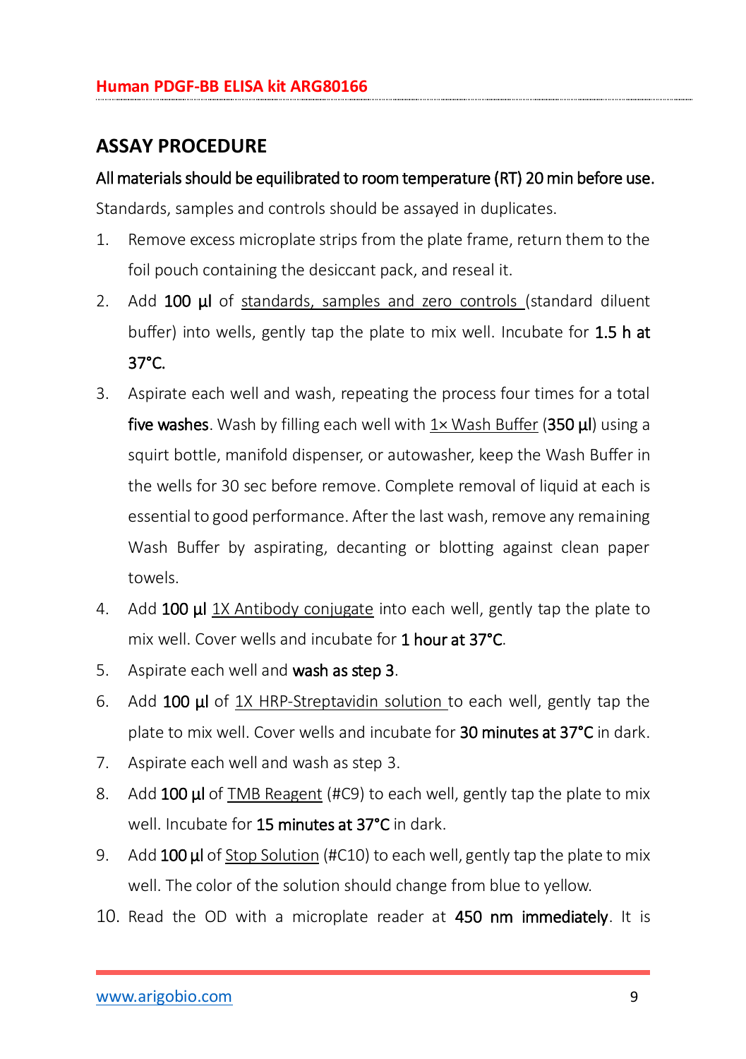## ASSAY PROCEDURE

**All materials should be equilibrated to room temperature (RT) 20 min before use.**

Standards, samples and controls should be assayed in duplicates.

1. Remove excess microplate strips from the plate frame, return them to the foil pouch containing the desiccant pack, and reseal it.
2. Add **100 µl** of standards, samples and zero controls (standard diluent buffer) into wells, gently tap the plate to mix well. Incubate for **1.5 h at 37°C.**
3. Aspirate each well and wash, repeating the process four times for a total **five washes**. Wash by filling each well with 1× Wash Buffer (**350 µl**) using a squirt bottle, manifold dispenser, or autowasher, keep the Wash Buffer in the wells for 30 sec before remove. Complete removal of liquid at each is essential to good performance. After the last wash, remove any remaining Wash Buffer by aspirating, decanting or blotting against clean paper towels.
4. Add **100 µl** 1X Antibody conjugate into each well, gently tap the plate to mix well. Cover wells and incubate for **1 hour at 37°C**.
5. Aspirate each well and **wash as step 3**.
6. Add **100 µl** of 1X HRP-Streptavidin solution to each well, gently tap the plate to mix well. Cover wells and incubate for **30 minutes at 37°C** in dark.
7. Aspirate each well and wash as step 3.
8. Add **100 µl** of TMB Reagent (#C9) to each well, gently tap the plate to mix well. Incubate for **15 minutes at 37°C** in dark.
9. Add **100 µl** of Stop Solution (#C10) to each well, gently tap the plate to mix well. The color of the solution should change from blue to yellow.
10. Read the OD with a microplate reader at **450 nm immediately**. It is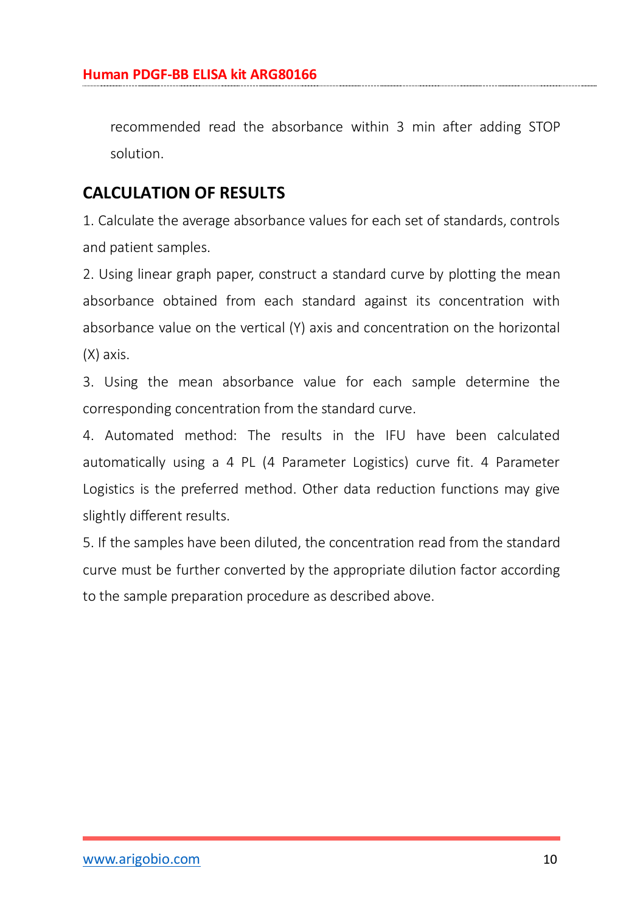recommended read the absorbance within 3 min after adding STOP solution.

## CALCULATION OF RESULTS

1. Calculate the average absorbance values for each set of standards, controls and patient samples.
2. Using linear graph paper, construct a standard curve by plotting the mean absorbance obtained from each standard against its concentration with absorbance value on the vertical (Y) axis and concentration on the horizontal (X) axis.
3. Using the mean absorbance value for each sample determine the corresponding concentration from the standard curve.
4. Automated method: The results in the IFU have been calculated automatically using a 4 PL (4 Parameter Logistics) curve fit. 4 Parameter Logistics is the preferred method. Other data reduction functions may give slightly different results.
5. If the samples have been diluted, the concentration read from the standard curve must be further converted by the appropriate dilution factor according to the sample preparation procedure as described above.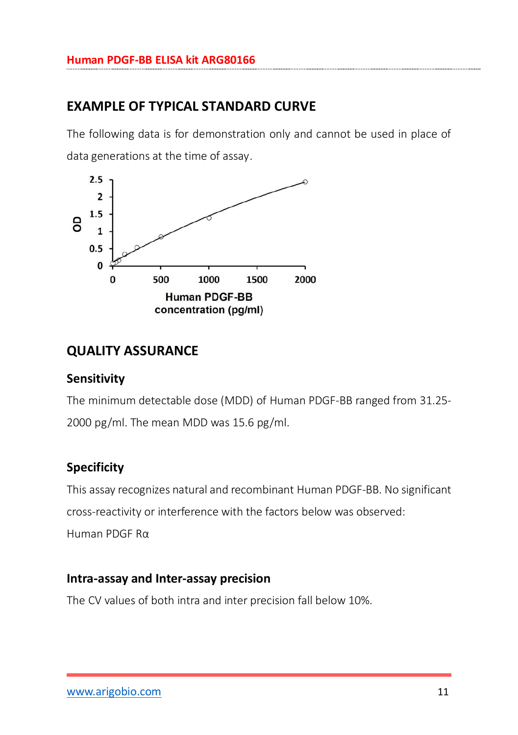## EXAMPLE OF TYPICAL STANDARD CURVE

The following data is for demonstration only and cannot be used in place of data generations at the time of assay.

OD

2.5
2
1.5
1
0.5
0

0
500
1000
1500
2000

Human PDGF-BB
concentration (pg/ml)

## QUALITY ASSURANCE

### Sensitivity

The minimum detectable dose (MDD) of Human PDGF-BB ranged from 31.25-2000 pg/ml. The mean MDD was 15.6 pg/ml.

### Specificity

This assay recognizes natural and recombinant Human PDGF-BB. No significant cross-reactivity or interference with the factors below was observed:

Human PDGF Rα

### Intra-assay and Inter-assay precision

The CV values of both intra and inter precision fall below 10%.